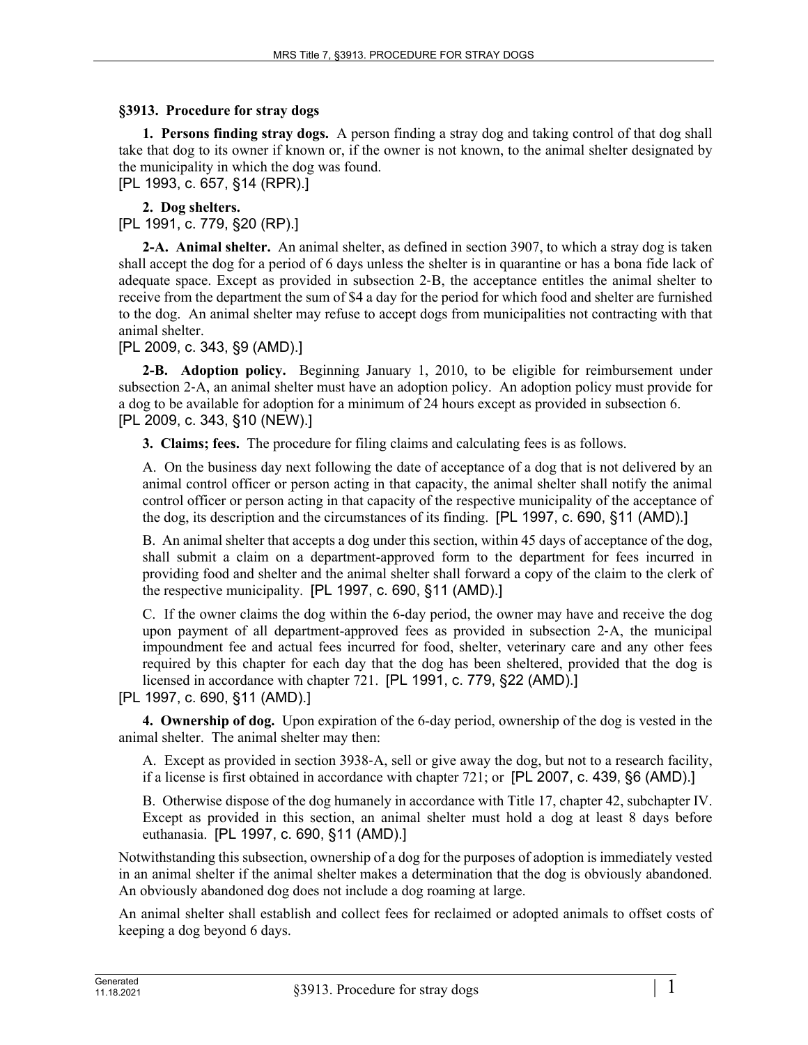### §3913. Procedure for stray dogs

**1. Persons finding stray dogs.** A person finding a stray dog and taking control of that dog shall take that dog to its owner if known or, if the owner is not known, to the animal shelter designated by the municipality in which the dog was found.
[PL 1993, c. 657, §14 (RPR).]

**2. Dog shelters.**
[PL 1991, c. 779, §20 (RP).]

**2-A. Animal shelter.** An animal shelter, as defined in section 3907, to which a stray dog is taken shall accept the dog for a period of 6 days unless the shelter is in quarantine or has a bona fide lack of adequate space. Except as provided in subsection 2-B, the acceptance entitles the animal shelter to receive from the department the sum of $4 a day for the period for which food and shelter are furnished to the dog. An animal shelter may refuse to accept dogs from municipalities not contracting with that animal shelter.
[PL 2009, c. 343, §9 (AMD).]

**2-B. Adoption policy.** Beginning January 1, 2010, to be eligible for reimbursement under subsection 2-A, an animal shelter must have an adoption policy. An adoption policy must provide for a dog to be available for adoption for a minimum of 24 hours except as provided in subsection 6.
[PL 2009, c. 343, §10 (NEW).]

**3. Claims; fees.** The procedure for filing claims and calculating fees is as follows.

A. On the business day next following the date of acceptance of a dog that is not delivered by an animal control officer or person acting in that capacity, the animal shelter shall notify the animal control officer or person acting in that capacity of the respective municipality of the acceptance of the dog, its description and the circumstances of its finding. [PL 1997, c. 690, §11 (AMD).]

B. An animal shelter that accepts a dog under this section, within 45 days of acceptance of the dog, shall submit a claim on a department-approved form to the department for fees incurred in providing food and shelter and the animal shelter shall forward a copy of the claim to the clerk of the respective municipality. [PL 1997, c. 690, §11 (AMD).]

C. If the owner claims the dog within the 6-day period, the owner may have and receive the dog upon payment of all department-approved fees as provided in subsection 2-A, the municipal impoundment fee and actual fees incurred for food, shelter, veterinary care and any other fees required by this chapter for each day that the dog has been sheltered, provided that the dog is licensed in accordance with chapter 721. [PL 1991, c. 779, §22 (AMD).]

[PL 1997, c. 690, §11 (AMD).]

**4. Ownership of dog.** Upon expiration of the 6-day period, ownership of the dog is vested in the animal shelter. The animal shelter may then:

A. Except as provided in section 3938-A, sell or give away the dog, but not to a research facility, if a license is first obtained in accordance with chapter 721; or [PL 2007, c. 439, §6 (AMD).]

B. Otherwise dispose of the dog humanely in accordance with Title 17, chapter 42, subchapter IV. Except as provided in this section, an animal shelter must hold a dog at least 8 days before euthanasia. [PL 1997, c. 690, §11 (AMD).]

Notwithstanding this subsection, ownership of a dog for the purposes of adoption is immediately vested in an animal shelter if the animal shelter makes a determination that the dog is obviously abandoned. An obviously abandoned dog does not include a dog roaming at large.

An animal shelter shall establish and collect fees for reclaimed or adopted animals to offset costs of keeping a dog beyond 6 days.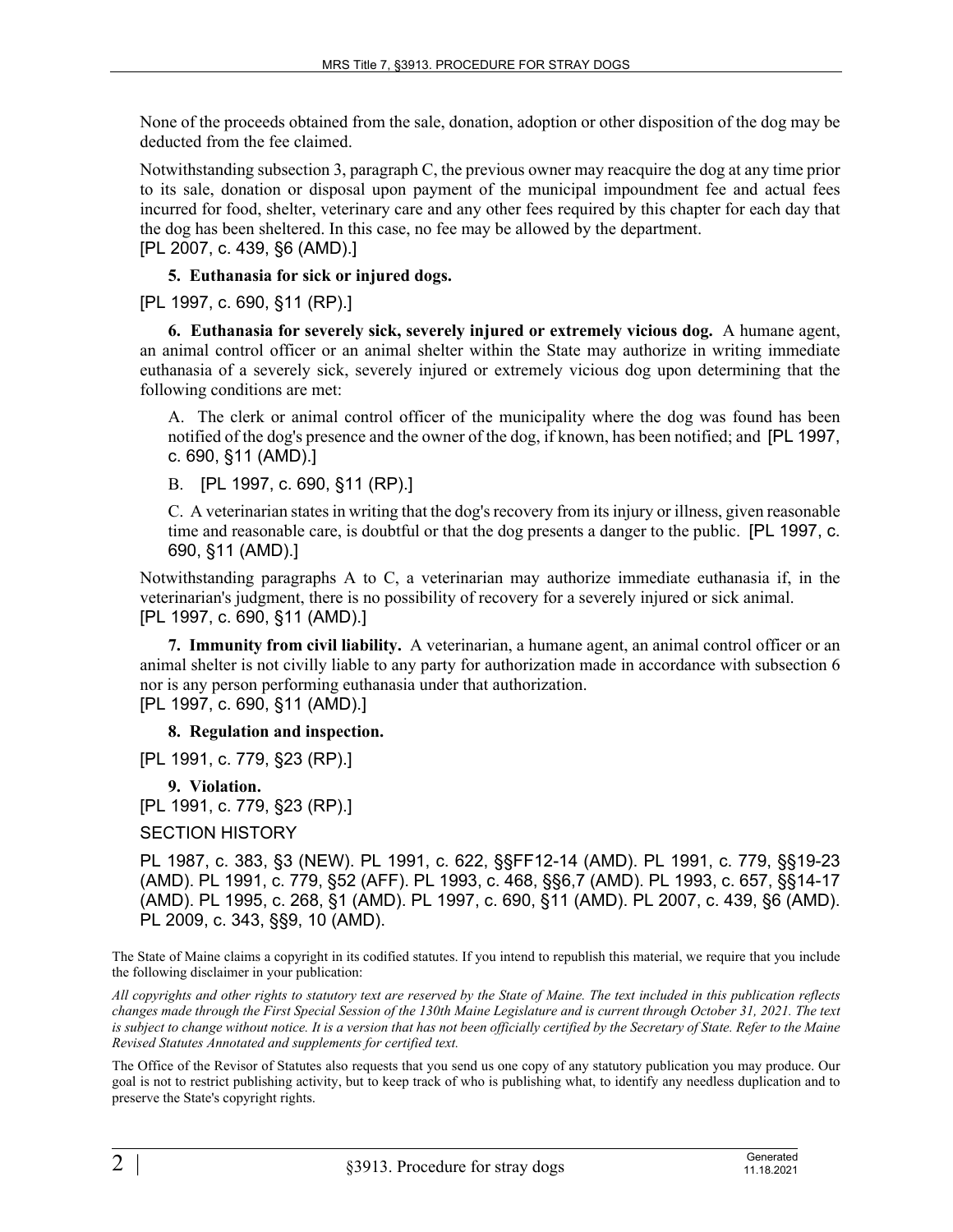None of the proceeds obtained from the sale, donation, adoption or other disposition of the dog may be deducted from the fee claimed.

Notwithstanding subsection 3, paragraph C, the previous owner may reacquire the dog at any time prior to its sale, donation or disposal upon payment of the municipal impoundment fee and actual fees incurred for food, shelter, veterinary care and any other fees required by this chapter for each day that the dog has been sheltered. In this case, no fee may be allowed by the department.
[PL 2007, c. 439, §6 (AMD).]

**5. Euthanasia for sick or injured dogs.**

[PL 1997, c. 690, §11 (RP).]

**6. Euthanasia for severely sick, severely injured or extremely vicious dog.** A humane agent, an animal control officer or an animal shelter within the State may authorize in writing immediate euthanasia of a severely sick, severely injured or extremely vicious dog upon determining that the following conditions are met:

A. The clerk or animal control officer of the municipality where the dog was found has been notified of the dog's presence and the owner of the dog, if known, has been notified; and [PL 1997, c. 690, §11 (AMD).]

B. [PL 1997, c. 690, §11 (RP).]

C. A veterinarian states in writing that the dog's recovery from its injury or illness, given reasonable time and reasonable care, is doubtful or that the dog presents a danger to the public. [PL 1997, c. 690, §11 (AMD).]

Notwithstanding paragraphs A to C, a veterinarian may authorize immediate euthanasia if, in the veterinarian's judgment, there is no possibility of recovery for a severely injured or sick animal.
[PL 1997, c. 690, §11 (AMD).]

**7. Immunity from civil liability.** A veterinarian, a humane agent, an animal control officer or an animal shelter is not civilly liable to any party for authorization made in accordance with subsection 6 nor is any person performing euthanasia under that authorization.
[PL 1997, c. 690, §11 (AMD).]

**8. Regulation and inspection.**

[PL 1991, c. 779, §23 (RP).]

**9. Violation.**
[PL 1991, c. 779, §23 (RP).]

SECTION HISTORY

PL 1987, c. 383, §3 (NEW). PL 1991, c. 622, §§FF12-14 (AMD). PL 1991, c. 779, §§19-23 (AMD). PL 1991, c. 779, §52 (AFF). PL 1993, c. 468, §§6,7 (AMD). PL 1993, c. 657, §§14-17 (AMD). PL 1995, c. 268, §1 (AMD). PL 1997, c. 690, §11 (AMD). PL 2007, c. 439, §6 (AMD). PL 2009, c. 343, §§9, 10 (AMD).

The State of Maine claims a copyright in its codified statutes. If you intend to republish this material, we require that you include the following disclaimer in your publication:

*All copyrights and other rights to statutory text are reserved by the State of Maine. The text included in this publication reflects changes made through the First Special Session of the 130th Maine Legislature and is current through October 31, 2021. The text is subject to change without notice. It is a version that has not been officially certified by the Secretary of State. Refer to the Maine Revised Statutes Annotated and supplements for certified text.*

The Office of the Revisor of Statutes also requests that you send us one copy of any statutory publication you may produce. Our goal is not to restrict publishing activity, but to keep track of who is publishing what, to identify any needless duplication and to preserve the State's copyright rights.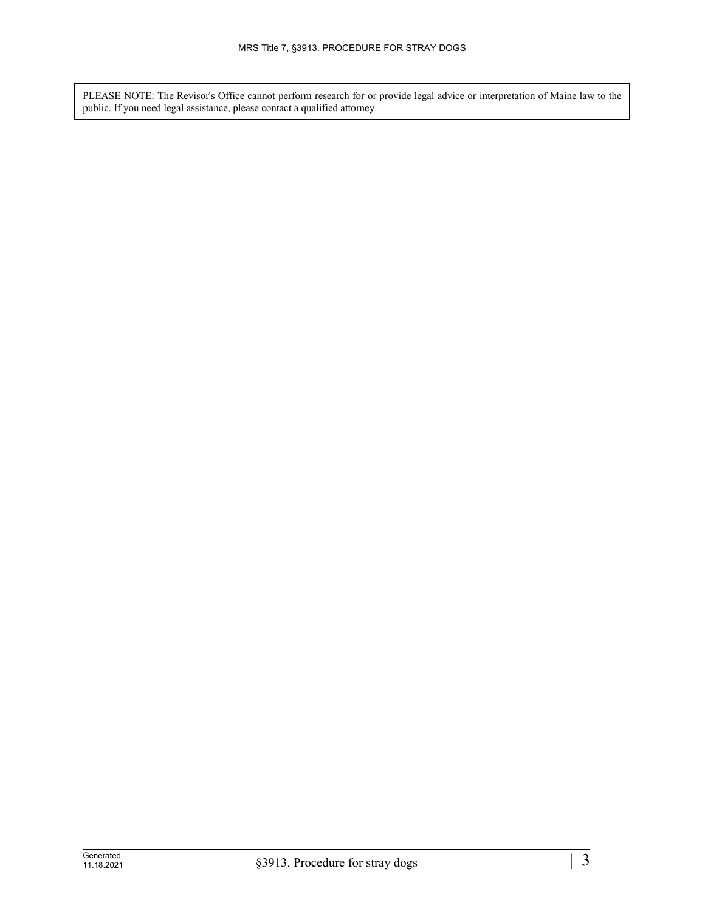PLEASE NOTE: The Revisor's Office cannot perform research for or provide legal advice or interpretation of Maine law to the public. If you need legal assistance, please contact a qualified attorney.